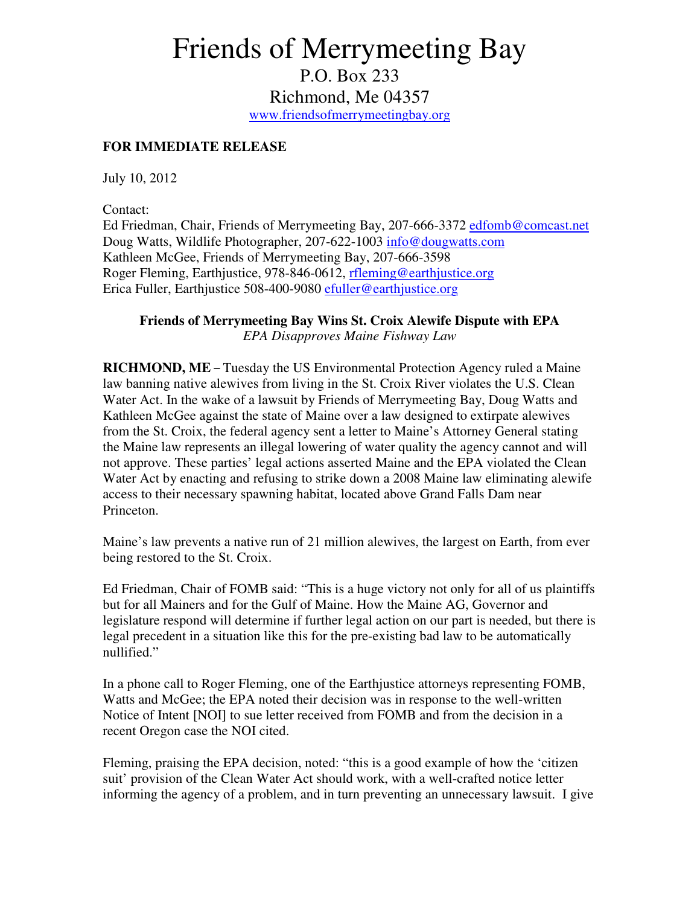# Friends of Merrymeeting Bay

P.O. Box 233

Richmond, Me 04357

www.friendsofmerrymeetingbay.org

**FOR IMMEDIATE RELEASE**

July 10, 2012

Contact:
Ed Friedman, Chair, Friends of Merrymeeting Bay, 207-666-3372 edfomb@comcast.net
Doug Watts, Wildlife Photographer, 207-622-1003 info@dougwatts.com
Kathleen McGee, Friends of Merrymeeting Bay, 207-666-3598
Roger Fleming, Earthjustice, 978-846-0612, rfleming@earthjustice.org
Erica Fuller, Earthjustice 508-400-9080 efuller@earthjustice.org

**Friends of Merrymeeting Bay Wins St. Croix Alewife Dispute with EPA**
*EPA Disapproves Maine Fishway Law*

**RICHMOND, ME –** Tuesday the US Environmental Protection Agency ruled a Maine law banning native alewives from living in the St. Croix River violates the U.S. Clean Water Act. In the wake of a lawsuit by Friends of Merrymeeting Bay, Doug Watts and Kathleen McGee against the state of Maine over a law designed to extirpate alewives from the St. Croix, the federal agency sent a letter to Maine's Attorney General stating the Maine law represents an illegal lowering of water quality the agency cannot and will not approve. These parties' legal actions asserted Maine and the EPA violated the Clean Water Act by enacting and refusing to strike down a 2008 Maine law eliminating alewife access to their necessary spawning habitat, located above Grand Falls Dam near Princeton.

Maine's law prevents a native run of 21 million alewives, the largest on Earth, from ever being restored to the St. Croix.

Ed Friedman, Chair of FOMB said: "This is a huge victory not only for all of us plaintiffs but for all Mainers and for the Gulf of Maine. How the Maine AG, Governor and legislature respond will determine if further legal action on our part is needed, but there is legal precedent in a situation like this for the pre-existing bad law to be automatically nullified."

In a phone call to Roger Fleming, one of the Earthjustice attorneys representing FOMB, Watts and McGee; the EPA noted their decision was in response to the well-written Notice of Intent [NOI] to sue letter received from FOMB and from the decision in a recent Oregon case the NOI cited.

Fleming, praising the EPA decision, noted: "this is a good example of how the 'citizen suit' provision of the Clean Water Act should work, with a well-crafted notice letter informing the agency of a problem, and in turn preventing an unnecessary lawsuit. I give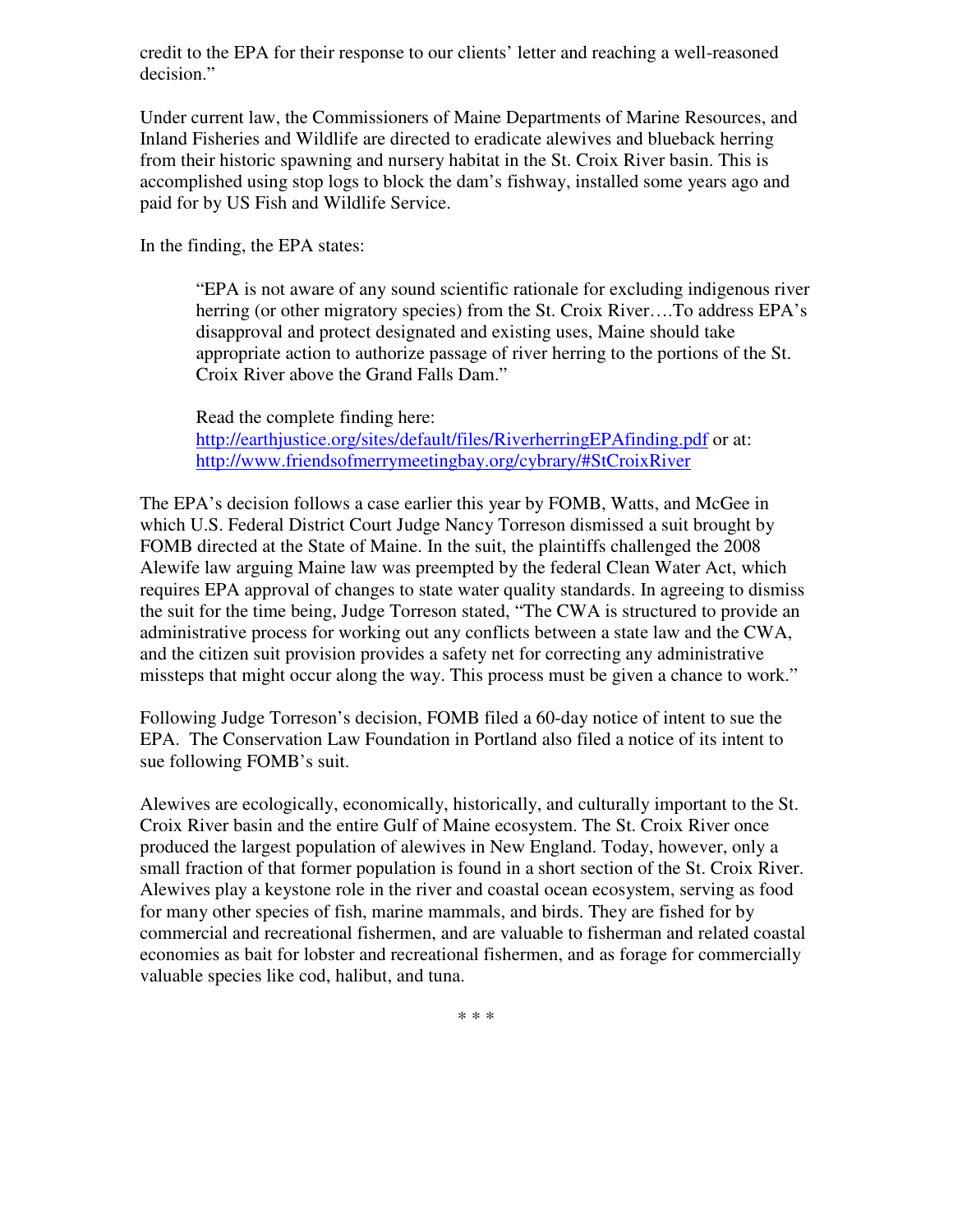credit to the EPA for their response to our clients' letter and reaching a well-reasoned decision."

Under current law, the Commissioners of Maine Departments of Marine Resources, and Inland Fisheries and Wildlife are directed to eradicate alewives and blueback herring from their historic spawning and nursery habitat in the St. Croix River basin. This is accomplished using stop logs to block the dam's fishway, installed some years ago and paid for by US Fish and Wildlife Service.

In the finding, the EPA states:

> "EPA is not aware of any sound scientific rationale for excluding indigenous river herring (or other migratory species) from the St. Croix River….To address EPA's disapproval and protect designated and existing uses, Maine should take appropriate action to authorize passage of river herring to the portions of the St. Croix River above the Grand Falls Dam."
>
> Read the complete finding here: http://earthjustice.org/sites/default/files/RiverherringEPAfinding.pdf or at: http://www.friendsofmerrymeetingbay.org/cybrary/#StCroixRiver

The EPA's decision follows a case earlier this year by FOMB, Watts, and McGee in which U.S. Federal District Court Judge Nancy Torreson dismissed a suit brought by FOMB directed at the State of Maine. In the suit, the plaintiffs challenged the 2008 Alewife law arguing Maine law was preempted by the federal Clean Water Act, which requires EPA approval of changes to state water quality standards. In agreeing to dismiss the suit for the time being, Judge Torreson stated, "The CWA is structured to provide an administrative process for working out any conflicts between a state law and the CWA, and the citizen suit provision provides a safety net for correcting any administrative missteps that might occur along the way. This process must be given a chance to work."

Following Judge Torreson's decision, FOMB filed a 60-day notice of intent to sue the EPA. The Conservation Law Foundation in Portland also filed a notice of its intent to sue following FOMB's suit.

Alewives are ecologically, economically, historically, and culturally important to the St. Croix River basin and the entire Gulf of Maine ecosystem. The St. Croix River once produced the largest population of alewives in New England. Today, however, only a small fraction of that former population is found in a short section of the St. Croix River. Alewives play a keystone role in the river and coastal ocean ecosystem, serving as food for many other species of fish, marine mammals, and birds. They are fished for by commercial and recreational fishermen, and are valuable to fisherman and related coastal economies as bait for lobster and recreational fishermen, and as forage for commercially valuable species like cod, halibut, and tuna.

\* \* \*